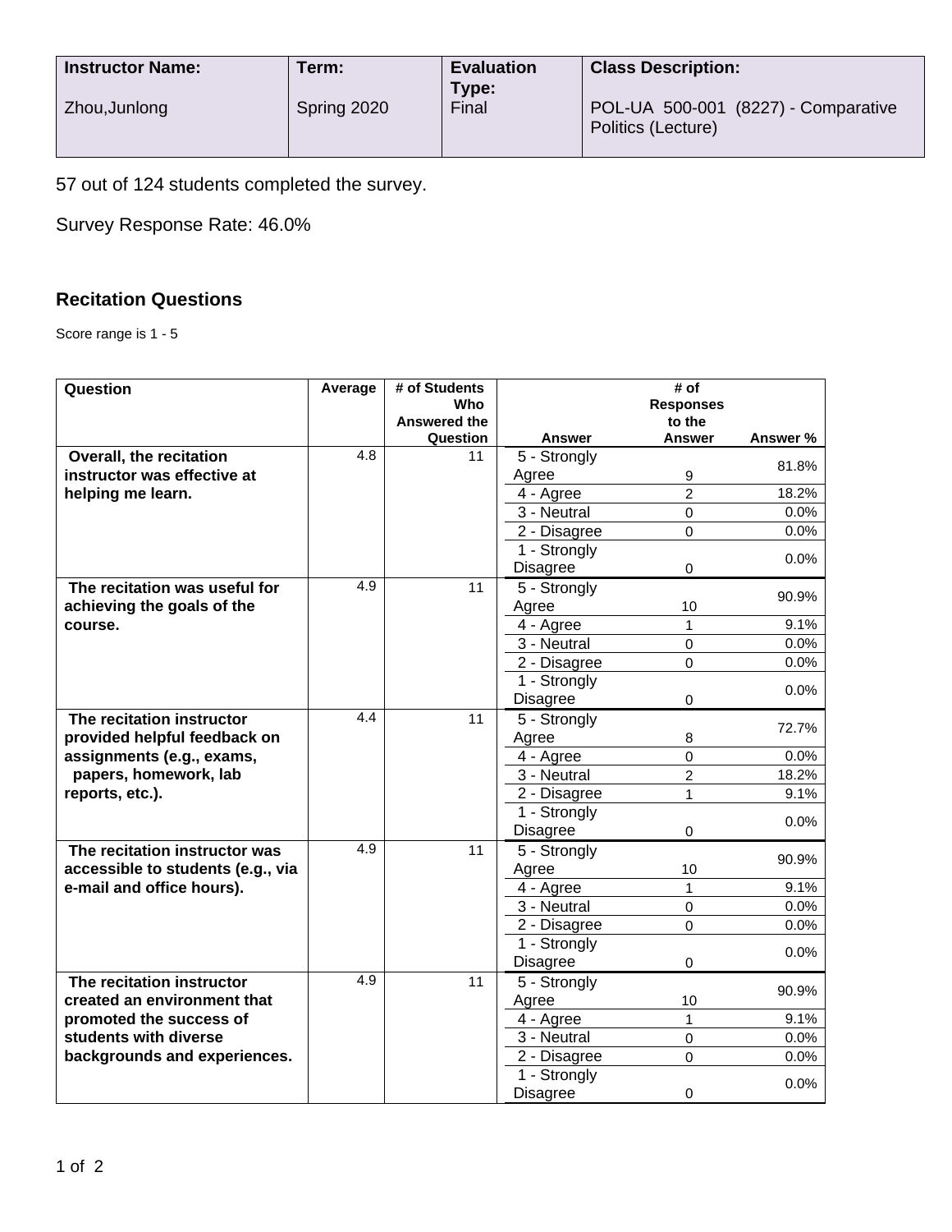| Instructor Name: | Term: | Evaluation Type: | Class Description: |
| --- | --- | --- | --- |
| Zhou,Junlong | Spring 2020 | Final | POL-UA 500-001 (8227) - Comparative Politics (Lecture) |

57 out of 124 students completed the survey.

Survey Response Rate: 46.0%

### Recitation Questions

Score range is 1 - 5

| Question | Average | # of Students Who Answered the Question | Answer | # of Responses to the Answer | Answer % |
| --- | --- | --- | --- | --- | --- |
| **Overall, the recitation instructor was effective at helping me learn.** | 4.8 | 11 | 5 - Strongly Agree | 9 | 81.8% |
| | | | 4 - Agree | 2 | 18.2% |
| | | | 3 - Neutral | 0 | 0.0% |
| | | | 2 - Disagree | 0 | 0.0% |
| | | | 1 - Strongly Disagree | 0 | 0.0% |
| **The recitation was useful for achieving the goals of the course.** | 4.9 | 11 | 5 - Strongly Agree | 10 | 90.9% |
| | | | 4 - Agree | 1 | 9.1% |
| | | | 3 - Neutral | 0 | 0.0% |
| | | | 2 - Disagree | 0 | 0.0% |
| | | | 1 - Strongly Disagree | 0 | 0.0% |
| **The recitation instructor provided helpful feedback on assignments (e.g., exams, papers, homework, lab reports, etc.).** | 4.4 | 11 | 5 - Strongly Agree | 8 | 72.7% |
| | | | 4 - Agree | 0 | 0.0% |
| | | | 3 - Neutral | 2 | 18.2% |
| | | | 2 - Disagree | 1 | 9.1% |
| | | | 1 - Strongly Disagree | 0 | 0.0% |
| **The recitation instructor was accessible to students (e.g., via e-mail and office hours).** | 4.9 | 11 | 5 - Strongly Agree | 10 | 90.9% |
| | | | 4 - Agree | 1 | 9.1% |
| | | | 3 - Neutral | 0 | 0.0% |
| | | | 2 - Disagree | 0 | 0.0% |
| | | | 1 - Strongly Disagree | 0 | 0.0% |
| **The recitation instructor created an environment that promoted the success of students with diverse backgrounds and experiences.** | 4.9 | 11 | 5 - Strongly Agree | 10 | 90.9% |
| | | | 4 - Agree | 1 | 9.1% |
| | | | 3 - Neutral | 0 | 0.0% |
| | | | 2 - Disagree | 0 | 0.0% |
| | | | 1 - Strongly Disagree | 0 | 0.0% |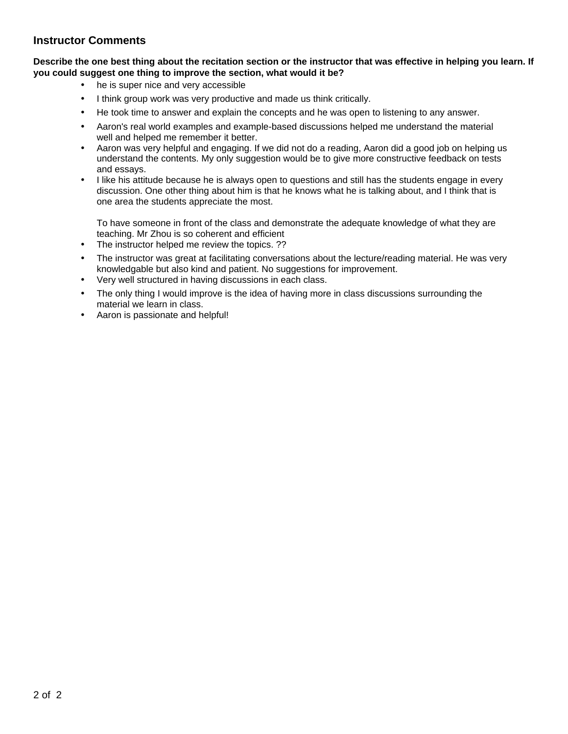## Instructor Comments

**Describe the one best thing about the recitation section or the instructor that was effective in helping you learn. If you could suggest one thing to improve the section, what would it be?**

- he is super nice and very accessible
- I think group work was very productive and made us think critically.
- He took time to answer and explain the concepts and he was open to listening to any answer.
- Aaron's real world examples and example-based discussions helped me understand the material well and helped me remember it better.
- Aaron was very helpful and engaging. If we did not do a reading, Aaron did a good job on helping us understand the contents. My only suggestion would be to give more constructive feedback on tests and essays.
- I like his attitude because he is always open to questions and still has the students engage in every discussion. One other thing about him is that he knows what he is talking about, and I think that is one area the students appreciate the most.

  To have someone in front of the class and demonstrate the adequate knowledge of what they are teaching. Mr Zhou is so coherent and efficient
- The instructor helped me review the topics. ??
- The instructor was great at facilitating conversations about the lecture/reading material. He was very knowledgable but also kind and patient. No suggestions for improvement.
- Very well structured in having discussions in each class.
- The only thing I would improve is the idea of having more in class discussions surrounding the material we learn in class.
- Aaron is passionate and helpful!